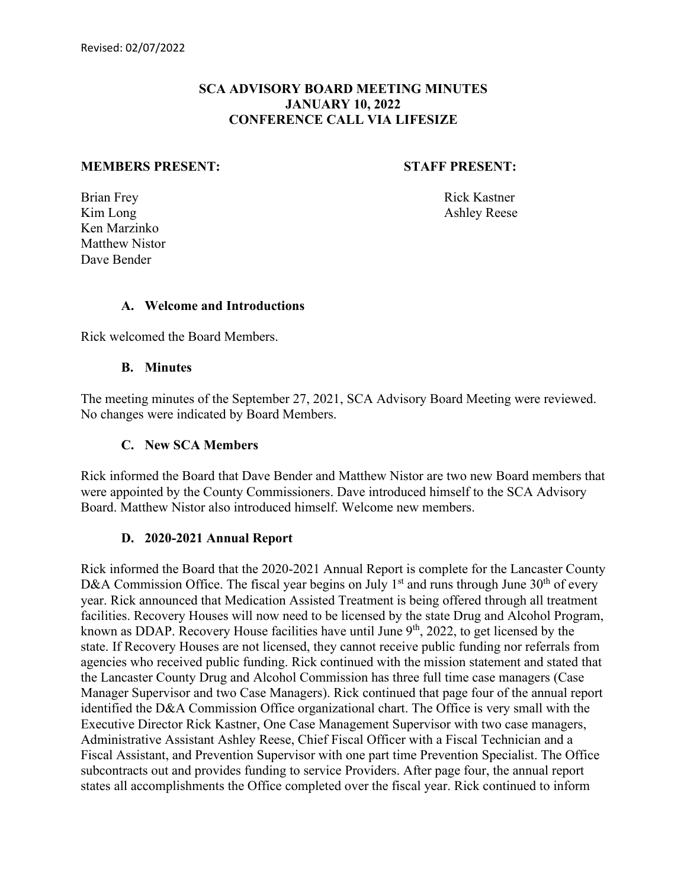Revised: 02/07/2022

# SCA ADVISORY BOARD MEETING MINUTES
## JANUARY 10, 2022
## CONFERENCE CALL VIA LIFESIZE

**MEMBERS PRESENT:**

Brian Frey
Kim Long
Ken Marzinko
Matthew Nistor
Dave Bender

**STAFF PRESENT:**

Rick Kastner
Ashley Reese

### A. Welcome and Introductions

Rick welcomed the Board Members.

### B. Minutes

The meeting minutes of the September 27, 2021, SCA Advisory Board Meeting were reviewed. No changes were indicated by Board Members.

### C. New SCA Members

Rick informed the Board that Dave Bender and Matthew Nistor are two new Board members that were appointed by the County Commissioners. Dave introduced himself to the SCA Advisory Board. Matthew Nistor also introduced himself. Welcome new members.

### D. 2020-2021 Annual Report

Rick informed the Board that the 2020-2021 Annual Report is complete for the Lancaster County D&A Commission Office. The fiscal year begins on July 1st and runs through June 30th of every year. Rick announced that Medication Assisted Treatment is being offered through all treatment facilities. Recovery Houses will now need to be licensed by the state Drug and Alcohol Program, known as DDAP. Recovery House facilities have until June 9th, 2022, to get licensed by the state. If Recovery Houses are not licensed, they cannot receive public funding nor referrals from agencies who received public funding. Rick continued with the mission statement and stated that the Lancaster County Drug and Alcohol Commission has three full time case managers (Case Manager Supervisor and two Case Managers). Rick continued that page four of the annual report identified the D&A Commission Office organizational chart. The Office is very small with the Executive Director Rick Kastner, One Case Management Supervisor with two case managers, Administrative Assistant Ashley Reese, Chief Fiscal Officer with a Fiscal Technician and a Fiscal Assistant, and Prevention Supervisor with one part time Prevention Specialist. The Office subcontracts out and provides funding to service Providers. After page four, the annual report states all accomplishments the Office completed over the fiscal year. Rick continued to inform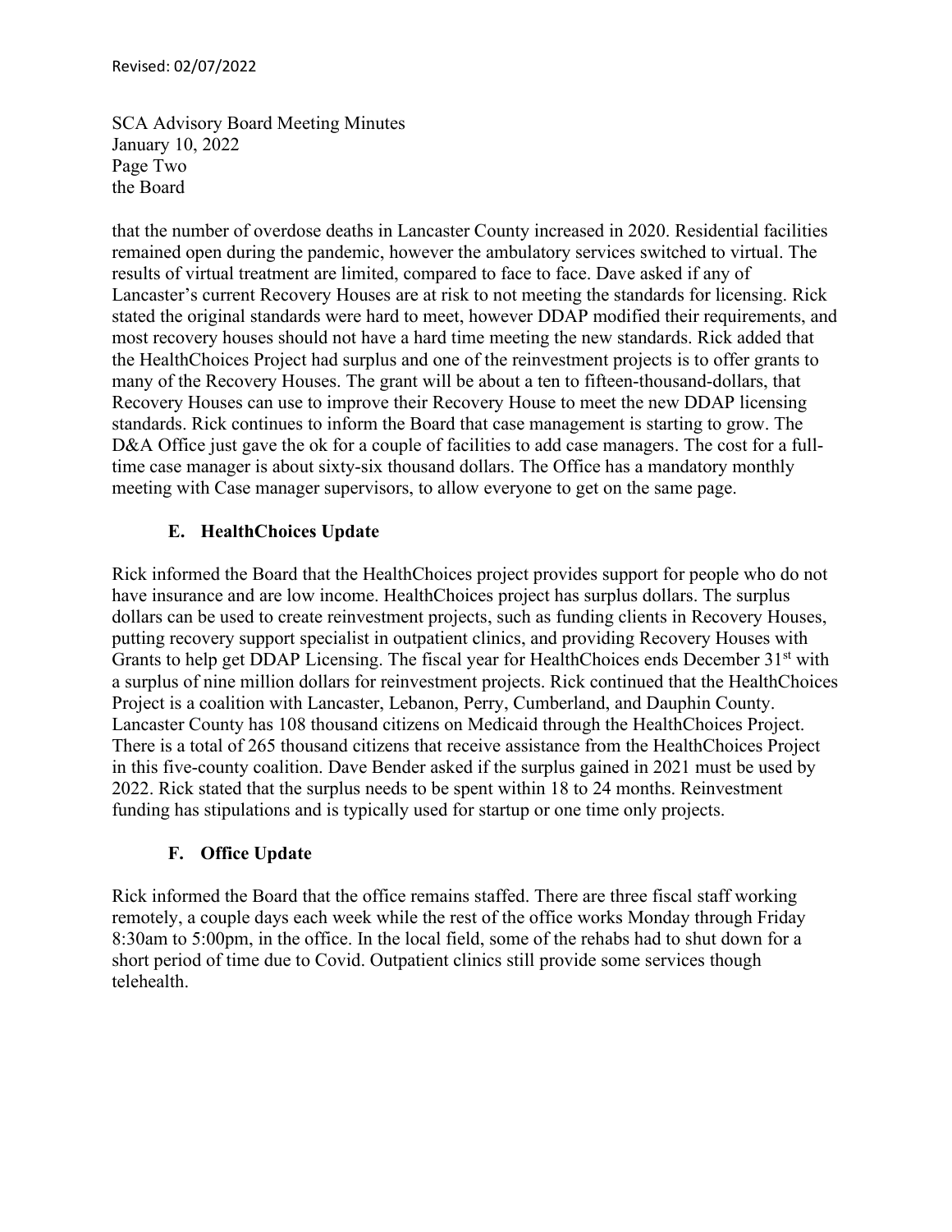that the number of overdose deaths in Lancaster County increased in 2020. Residential facilities remained open during the pandemic, however the ambulatory services switched to virtual. The results of virtual treatment are limited, compared to face to face. Dave asked if any of Lancaster's current Recovery Houses are at risk to not meeting the standards for licensing. Rick stated the original standards were hard to meet, however DDAP modified their requirements, and most recovery houses should not have a hard time meeting the new standards. Rick added that the HealthChoices Project had surplus and one of the reinvestment projects is to offer grants to many of the Recovery Houses. The grant will be about a ten to fifteen-thousand-dollars, that Recovery Houses can use to improve their Recovery House to meet the new DDAP licensing standards. Rick continues to inform the Board that case management is starting to grow. The D&A Office just gave the ok for a couple of facilities to add case managers. The cost for a full-time case manager is about sixty-six thousand dollars. The Office has a mandatory monthly meeting with Case manager supervisors, to allow everyone to get on the same page.

### E. HealthChoices Update

Rick informed the Board that the HealthChoices project provides support for people who do not have insurance and are low income. HealthChoices project has surplus dollars. The surplus dollars can be used to create reinvestment projects, such as funding clients in Recovery Houses, putting recovery support specialist in outpatient clinics, and providing Recovery Houses with Grants to help get DDAP Licensing. The fiscal year for HealthChoices ends December 31st with a surplus of nine million dollars for reinvestment projects. Rick continued that the HealthChoices Project is a coalition with Lancaster, Lebanon, Perry, Cumberland, and Dauphin County. Lancaster County has 108 thousand citizens on Medicaid through the HealthChoices Project. There is a total of 265 thousand citizens that receive assistance from the HealthChoices Project in this five-county coalition. Dave Bender asked if the surplus gained in 2021 must be used by 2022. Rick stated that the surplus needs to be spent within 18 to 24 months. Reinvestment funding has stipulations and is typically used for startup or one time only projects.

### F. Office Update

Rick informed the Board that the office remains staffed. There are three fiscal staff working remotely, a couple days each week while the rest of the office works Monday through Friday 8:30am to 5:00pm, in the office. In the local field, some of the rehabs had to shut down for a short period of time due to Covid. Outpatient clinics still provide some services though telehealth.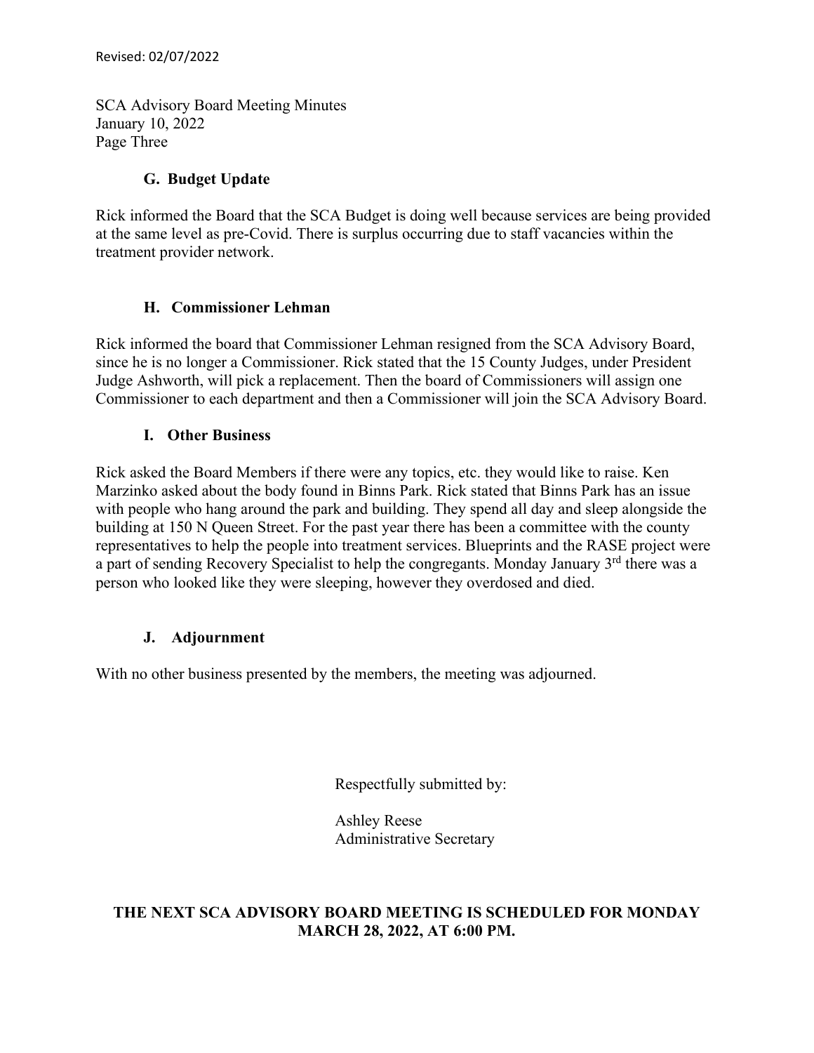Revised: 02/07/2022

SCA Advisory Board Meeting Minutes
January 10, 2022
Page Three

### G. Budget Update

Rick informed the Board that the SCA Budget is doing well because services are being provided at the same level as pre-Covid. There is surplus occurring due to staff vacancies within the treatment provider network.

### H. Commissioner Lehman

Rick informed the board that Commissioner Lehman resigned from the SCA Advisory Board, since he is no longer a Commissioner. Rick stated that the 15 County Judges, under President Judge Ashworth, will pick a replacement. Then the board of Commissioners will assign one Commissioner to each department and then a Commissioner will join the SCA Advisory Board.

### I. Other Business

Rick asked the Board Members if there were any topics, etc. they would like to raise. Ken Marzinko asked about the body found in Binns Park. Rick stated that Binns Park has an issue with people who hang around the park and building. They spend all day and sleep alongside the building at 150 N Queen Street. For the past year there has been a committee with the county representatives to help the people into treatment services. Blueprints and the RASE project were a part of sending Recovery Specialist to help the congregants. Monday January 3rd there was a person who looked like they were sleeping, however they overdosed and died.

### J. Adjournment

With no other business presented by the members, the meeting was adjourned.

Respectfully submitted by:

Ashley Reese
Administrative Secretary

**THE NEXT SCA ADVISORY BOARD MEETING IS SCHEDULED FOR MONDAY MARCH 28, 2022, AT 6:00 PM.**